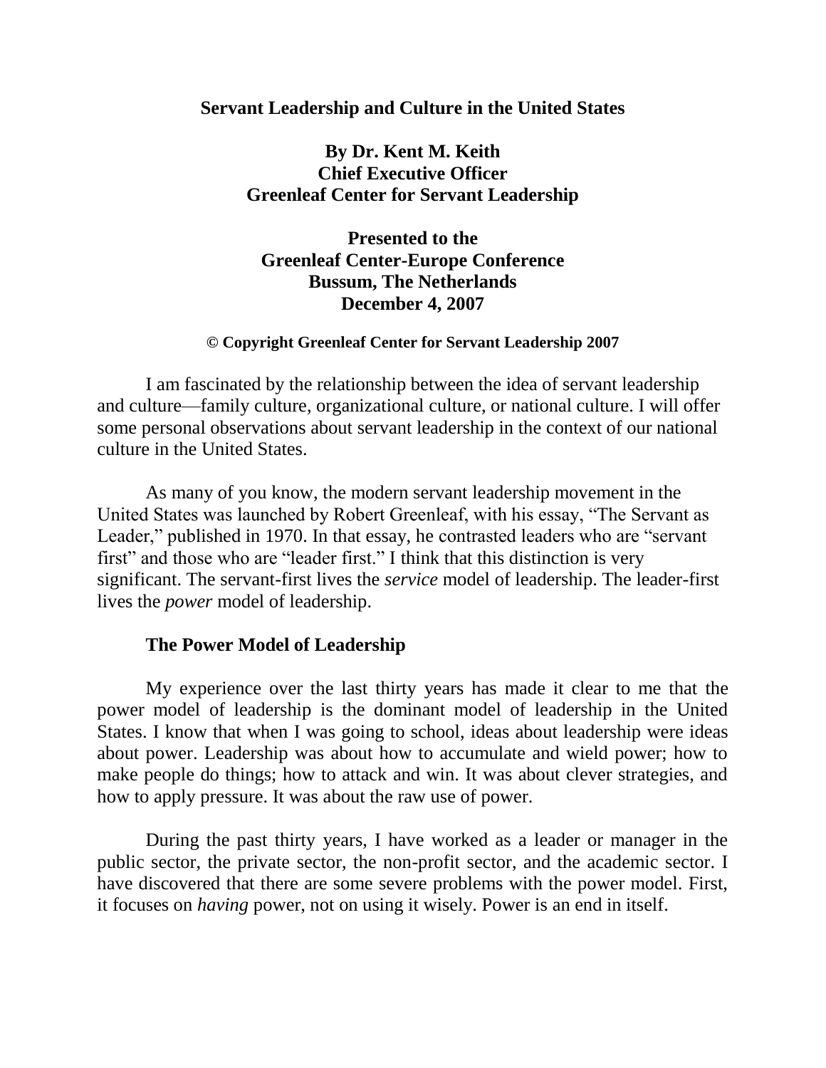# Servant Leadership and Culture in the United States

**By Dr. Kent M. Keith**
**Chief Executive Officer**
**Greenleaf Center for Servant Leadership**

**Presented to the**
**Greenleaf Center-Europe Conference**
**Bussum, The Netherlands**
**December 4, 2007**

**© Copyright Greenleaf Center for Servant Leadership 2007**

I am fascinated by the relationship between the idea of servant leadership and culture—family culture, organizational culture, or national culture. I will offer some personal observations about servant leadership in the context of our national culture in the United States.

As many of you know, the modern servant leadership movement in the United States was launched by Robert Greenleaf, with his essay, "The Servant as Leader," published in 1970. In that essay, he contrasted leaders who are "servant first" and those who are "leader first." I think that this distinction is very significant. The servant-first lives the *service* model of leadership. The leader-first lives the *power* model of leadership.

## The Power Model of Leadership

My experience over the last thirty years has made it clear to me that the power model of leadership is the dominant model of leadership in the United States. I know that when I was going to school, ideas about leadership were ideas about power. Leadership was about how to accumulate and wield power; how to make people do things; how to attack and win. It was about clever strategies, and how to apply pressure. It was about the raw use of power.

During the past thirty years, I have worked as a leader or manager in the public sector, the private sector, the non-profit sector, and the academic sector. I have discovered that there are some severe problems with the power model. First, it focuses on *having* power, not on using it wisely. Power is an end in itself.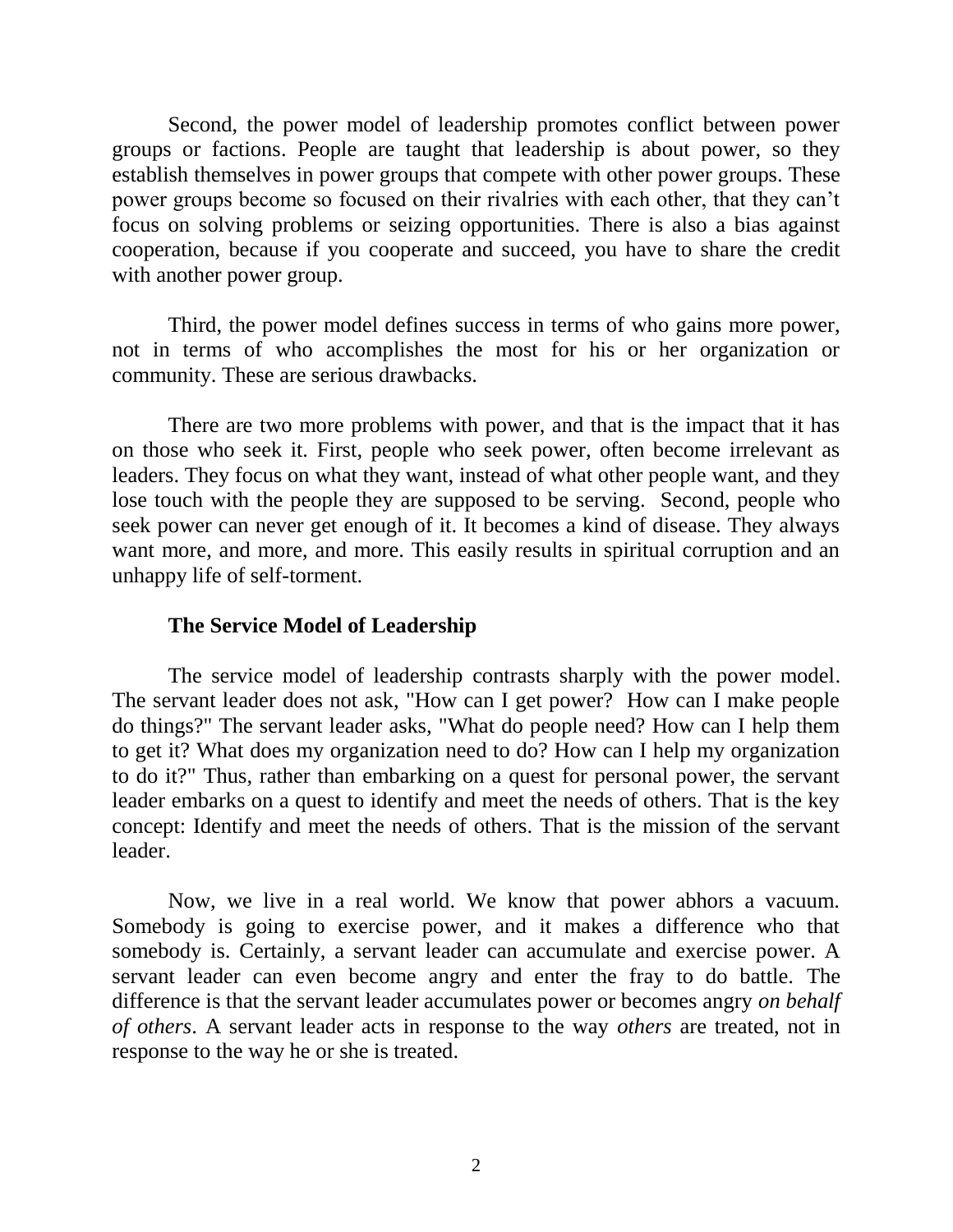Second, the power model of leadership promotes conflict between power groups or factions. People are taught that leadership is about power, so they establish themselves in power groups that compete with other power groups. These power groups become so focused on their rivalries with each other, that they can't focus on solving problems or seizing opportunities. There is also a bias against cooperation, because if you cooperate and succeed, you have to share the credit with another power group.

Third, the power model defines success in terms of who gains more power, not in terms of who accomplishes the most for his or her organization or community. These are serious drawbacks.

There are two more problems with power, and that is the impact that it has on those who seek it. First, people who seek power, often become irrelevant as leaders. They focus on what they want, instead of what other people want, and they lose touch with the people they are supposed to be serving. Second, people who seek power can never get enough of it. It becomes a kind of disease. They always want more, and more, and more. This easily results in spiritual corruption and an unhappy life of self-torment.

### The Service Model of Leadership

The service model of leadership contrasts sharply with the power model. The servant leader does not ask, "How can I get power? How can I make people do things?" The servant leader asks, "What do people need? How can I help them to get it? What does my organization need to do? How can I help my organization to do it?" Thus, rather than embarking on a quest for personal power, the servant leader embarks on a quest to identify and meet the needs of others. That is the key concept: Identify and meet the needs of others. That is the mission of the servant leader.

Now, we live in a real world. We know that power abhors a vacuum. Somebody is going to exercise power, and it makes a difference who that somebody is. Certainly, a servant leader can accumulate and exercise power. A servant leader can even become angry and enter the fray to do battle. The difference is that the servant leader accumulates power or becomes angry *on behalf of others*. A servant leader acts in response to the way *others* are treated, not in response to the way he or she is treated.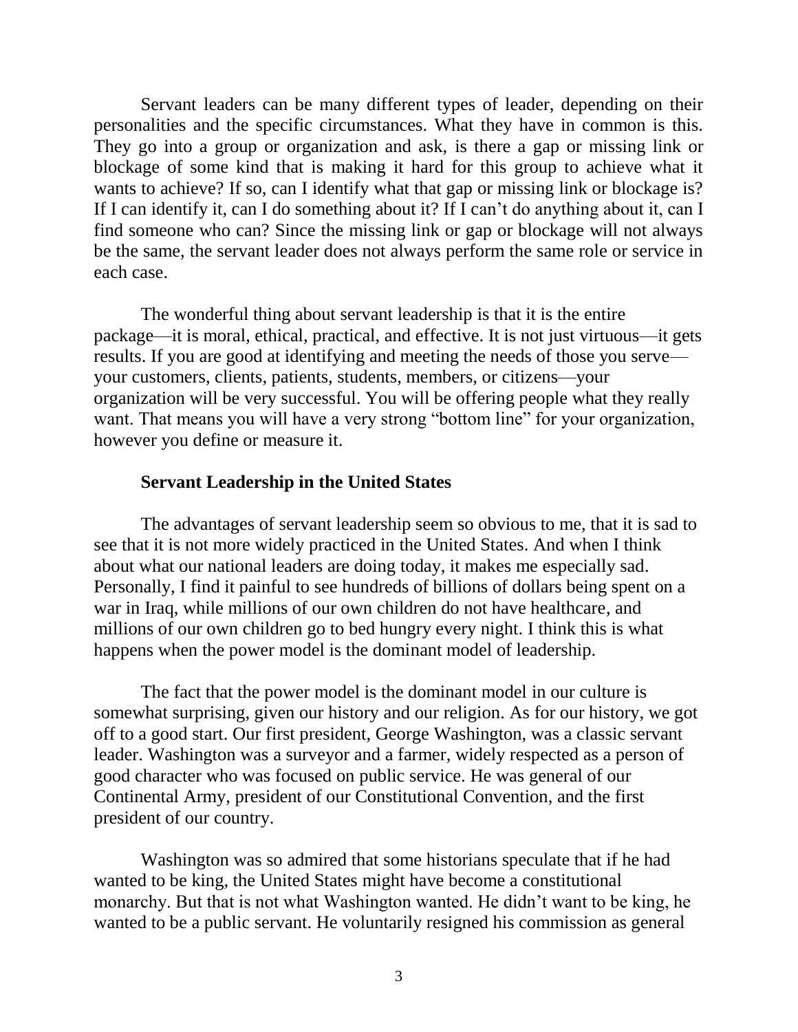Servant leaders can be many different types of leader, depending on their personalities and the specific circumstances. What they have in common is this. They go into a group or organization and ask, is there a gap or missing link or blockage of some kind that is making it hard for this group to achieve what it wants to achieve? If so, can I identify what that gap or missing link or blockage is? If I can identify it, can I do something about it? If I can't do anything about it, can I find someone who can? Since the missing link or gap or blockage will not always be the same, the servant leader does not always perform the same role or service in each case.

The wonderful thing about servant leadership is that it is the entire package—it is moral, ethical, practical, and effective. It is not just virtuous—it gets results. If you are good at identifying and meeting the needs of those you serve—your customers, clients, patients, students, members, or citizens—your organization will be very successful. You will be offering people what they really want. That means you will have a very strong "bottom line" for your organization, however you define or measure it.

## Servant Leadership in the United States

The advantages of servant leadership seem so obvious to me, that it is sad to see that it is not more widely practiced in the United States. And when I think about what our national leaders are doing today, it makes me especially sad. Personally, I find it painful to see hundreds of billions of dollars being spent on a war in Iraq, while millions of our own children do not have healthcare, and millions of our own children go to bed hungry every night. I think this is what happens when the power model is the dominant model of leadership.

The fact that the power model is the dominant model in our culture is somewhat surprising, given our history and our religion. As for our history, we got off to a good start. Our first president, George Washington, was a classic servant leader. Washington was a surveyor and a farmer, widely respected as a person of good character who was focused on public service. He was general of our Continental Army, president of our Constitutional Convention, and the first president of our country.

Washington was so admired that some historians speculate that if he had wanted to be king, the United States might have become a constitutional monarchy. But that is not what Washington wanted. He didn't want to be king, he wanted to be a public servant. He voluntarily resigned his commission as general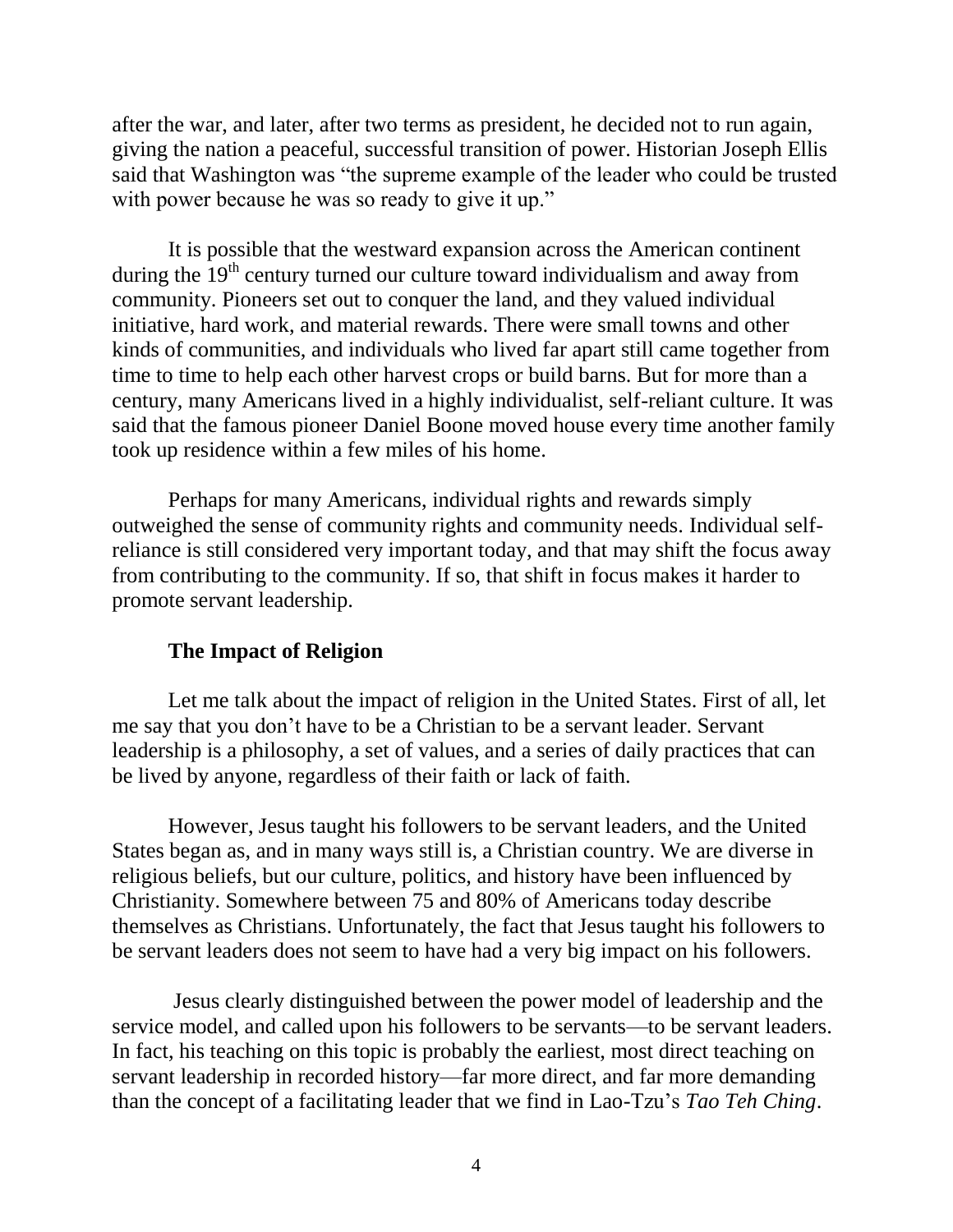after the war, and later, after two terms as president, he decided not to run again, giving the nation a peaceful, successful transition of power. Historian Joseph Ellis said that Washington was "the supreme example of the leader who could be trusted with power because he was so ready to give it up."

It is possible that the westward expansion across the American continent during the 19th century turned our culture toward individualism and away from community. Pioneers set out to conquer the land, and they valued individual initiative, hard work, and material rewards. There were small towns and other kinds of communities, and individuals who lived far apart still came together from time to time to help each other harvest crops or build barns. But for more than a century, many Americans lived in a highly individualist, self-reliant culture. It was said that the famous pioneer Daniel Boone moved house every time another family took up residence within a few miles of his home.

Perhaps for many Americans, individual rights and rewards simply outweighed the sense of community rights and community needs. Individual self-reliance is still considered very important today, and that may shift the focus away from contributing to the community. If so, that shift in focus makes it harder to promote servant leadership.

### The Impact of Religion

Let me talk about the impact of religion in the United States. First of all, let me say that you don't have to be a Christian to be a servant leader. Servant leadership is a philosophy, a set of values, and a series of daily practices that can be lived by anyone, regardless of their faith or lack of faith.

However, Jesus taught his followers to be servant leaders, and the United States began as, and in many ways still is, a Christian country. We are diverse in religious beliefs, but our culture, politics, and history have been influenced by Christianity. Somewhere between 75 and 80% of Americans today describe themselves as Christians. Unfortunately, the fact that Jesus taught his followers to be servant leaders does not seem to have had a very big impact on his followers.

Jesus clearly distinguished between the power model of leadership and the service model, and called upon his followers to be servants—to be servant leaders. In fact, his teaching on this topic is probably the earliest, most direct teaching on servant leadership in recorded history—far more direct, and far more demanding than the concept of a facilitating leader that we find in Lao-Tzu's *Tao Teh Ching*.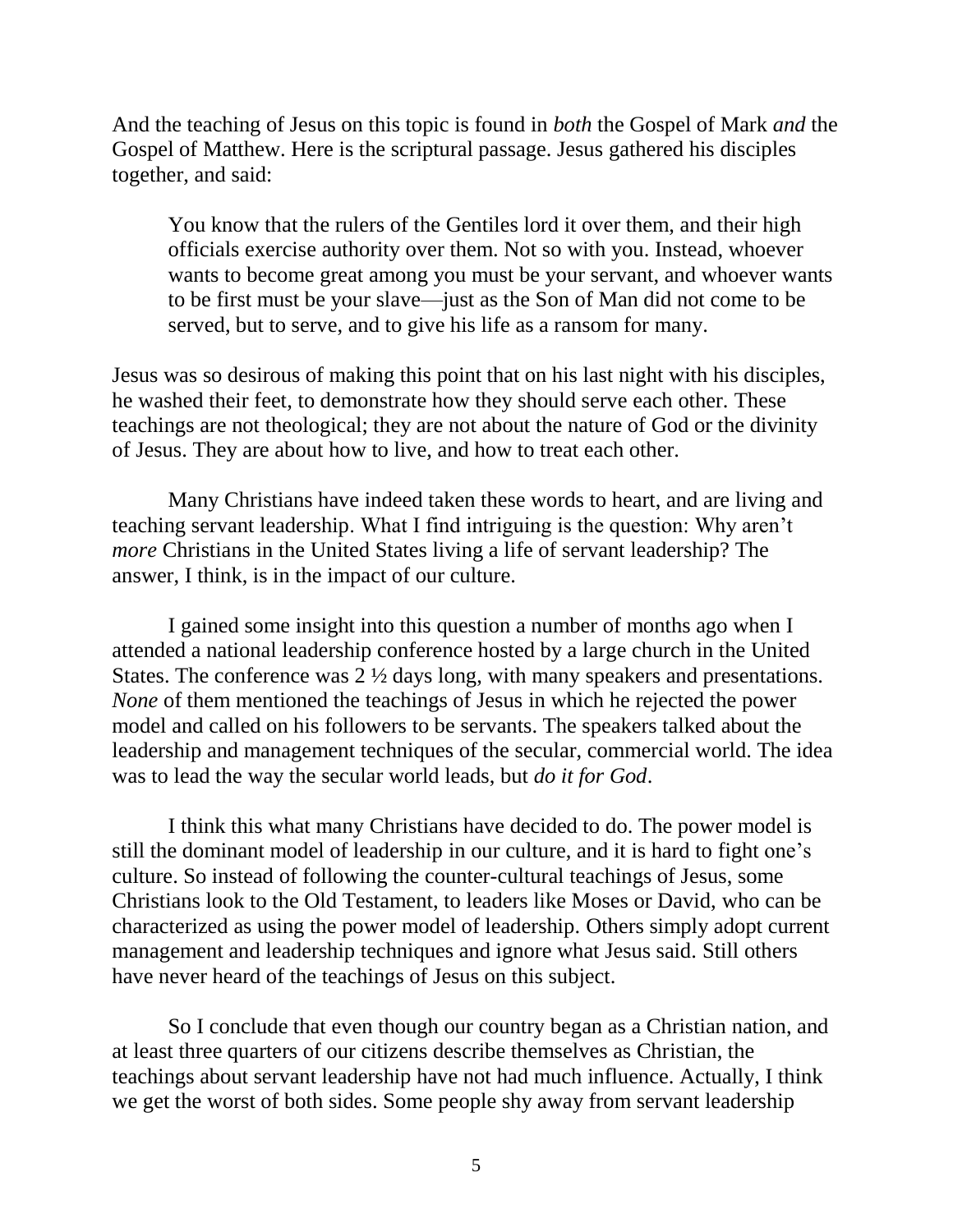And the teaching of Jesus on this topic is found in *both* the Gospel of Mark *and* the Gospel of Matthew. Here is the scriptural passage. Jesus gathered his disciples together, and said:

> You know that the rulers of the Gentiles lord it over them, and their high officials exercise authority over them. Not so with you. Instead, whoever wants to become great among you must be your servant, and whoever wants to be first must be your slave—just as the Son of Man did not come to be served, but to serve, and to give his life as a ransom for many.

Jesus was so desirous of making this point that on his last night with his disciples, he washed their feet, to demonstrate how they should serve each other. These teachings are not theological; they are not about the nature of God or the divinity of Jesus. They are about how to live, and how to treat each other.

Many Christians have indeed taken these words to heart, and are living and teaching servant leadership. What I find intriguing is the question: Why aren't *more* Christians in the United States living a life of servant leadership? The answer, I think, is in the impact of our culture.

I gained some insight into this question a number of months ago when I attended a national leadership conference hosted by a large church in the United States. The conference was 2 ½ days long, with many speakers and presentations. *None* of them mentioned the teachings of Jesus in which he rejected the power model and called on his followers to be servants. The speakers talked about the leadership and management techniques of the secular, commercial world. The idea was to lead the way the secular world leads, but *do it for God*.

I think this what many Christians have decided to do. The power model is still the dominant model of leadership in our culture, and it is hard to fight one's culture. So instead of following the counter-cultural teachings of Jesus, some Christians look to the Old Testament, to leaders like Moses or David, who can be characterized as using the power model of leadership. Others simply adopt current management and leadership techniques and ignore what Jesus said. Still others have never heard of the teachings of Jesus on this subject.

So I conclude that even though our country began as a Christian nation, and at least three quarters of our citizens describe themselves as Christian, the teachings about servant leadership have not had much influence. Actually, I think we get the worst of both sides. Some people shy away from servant leadership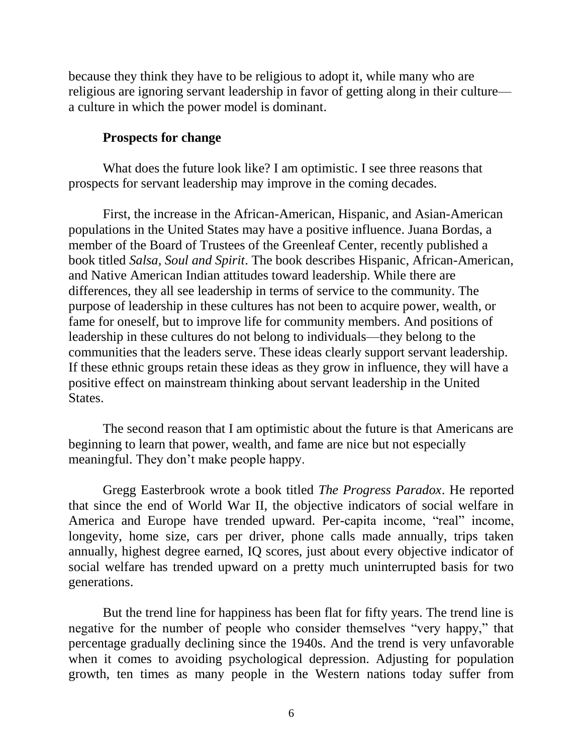because they think they have to be religious to adopt it, while many who are religious are ignoring servant leadership in favor of getting along in their culture—a culture in which the power model is dominant.

**Prospects for change**

What does the future look like? I am optimistic. I see three reasons that prospects for servant leadership may improve in the coming decades.

First, the increase in the African-American, Hispanic, and Asian-American populations in the United States may have a positive influence. Juana Bordas, a member of the Board of Trustees of the Greenleaf Center, recently published a book titled *Salsa, Soul and Spirit*. The book describes Hispanic, African-American, and Native American Indian attitudes toward leadership. While there are differences, they all see leadership in terms of service to the community. The purpose of leadership in these cultures has not been to acquire power, wealth, or fame for oneself, but to improve life for community members. And positions of leadership in these cultures do not belong to individuals—they belong to the communities that the leaders serve. These ideas clearly support servant leadership. If these ethnic groups retain these ideas as they grow in influence, they will have a positive effect on mainstream thinking about servant leadership in the United States.

The second reason that I am optimistic about the future is that Americans are beginning to learn that power, wealth, and fame are nice but not especially meaningful. They don't make people happy.

Gregg Easterbrook wrote a book titled *The Progress Paradox*. He reported that since the end of World War II, the objective indicators of social welfare in America and Europe have trended upward. Per-capita income, "real" income, longevity, home size, cars per driver, phone calls made annually, trips taken annually, highest degree earned, IQ scores, just about every objective indicator of social welfare has trended upward on a pretty much uninterrupted basis for two generations.

But the trend line for happiness has been flat for fifty years. The trend line is negative for the number of people who consider themselves "very happy," that percentage gradually declining since the 1940s. And the trend is very unfavorable when it comes to avoiding psychological depression. Adjusting for population growth, ten times as many people in the Western nations today suffer from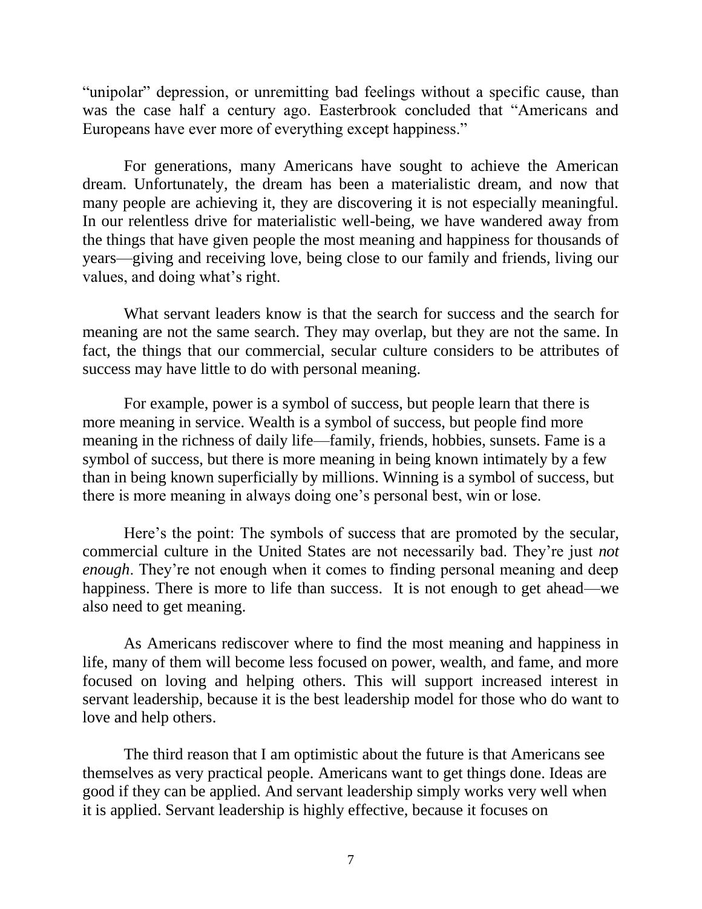"unipolar" depression, or unremitting bad feelings without a specific cause, than was the case half a century ago. Easterbrook concluded that "Americans and Europeans have ever more of everything except happiness."

For generations, many Americans have sought to achieve the American dream. Unfortunately, the dream has been a materialistic dream, and now that many people are achieving it, they are discovering it is not especially meaningful. In our relentless drive for materialistic well-being, we have wandered away from the things that have given people the most meaning and happiness for thousands of years—giving and receiving love, being close to our family and friends, living our values, and doing what's right.

What servant leaders know is that the search for success and the search for meaning are not the same search. They may overlap, but they are not the same. In fact, the things that our commercial, secular culture considers to be attributes of success may have little to do with personal meaning.

For example, power is a symbol of success, but people learn that there is more meaning in service. Wealth is a symbol of success, but people find more meaning in the richness of daily life—family, friends, hobbies, sunsets. Fame is a symbol of success, but there is more meaning in being known intimately by a few than in being known superficially by millions. Winning is a symbol of success, but there is more meaning in always doing one's personal best, win or lose.

Here's the point: The symbols of success that are promoted by the secular, commercial culture in the United States are not necessarily bad. They're just *not enough*. They're not enough when it comes to finding personal meaning and deep happiness. There is more to life than success. It is not enough to get ahead—we also need to get meaning.

As Americans rediscover where to find the most meaning and happiness in life, many of them will become less focused on power, wealth, and fame, and more focused on loving and helping others. This will support increased interest in servant leadership, because it is the best leadership model for those who do want to love and help others.

The third reason that I am optimistic about the future is that Americans see themselves as very practical people. Americans want to get things done. Ideas are good if they can be applied. And servant leadership simply works very well when it is applied. Servant leadership is highly effective, because it focuses on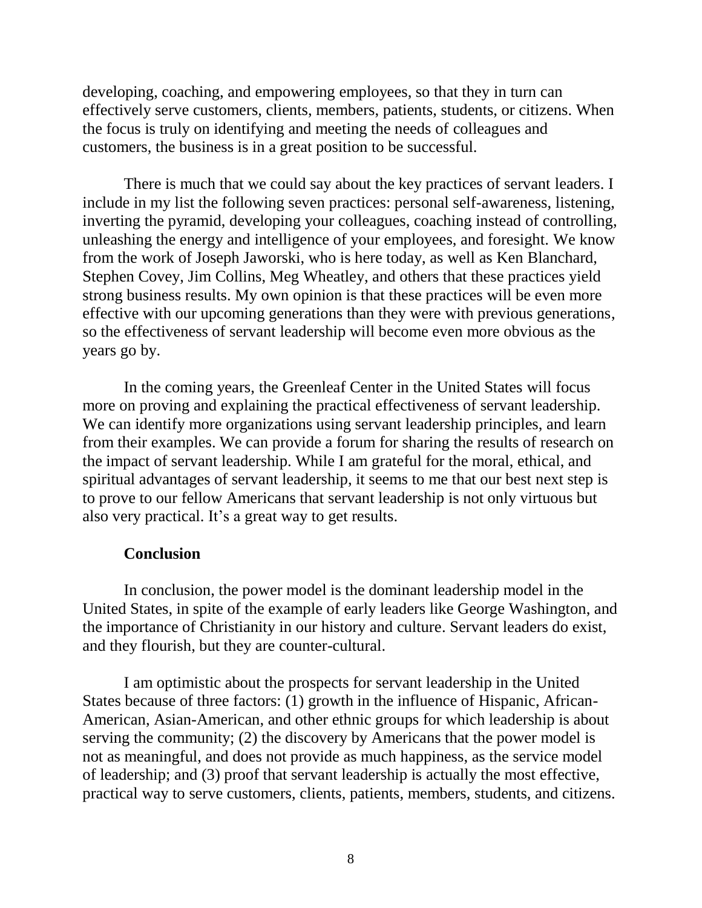developing, coaching, and empowering employees, so that they in turn can effectively serve customers, clients, members, patients, students, or citizens. When the focus is truly on identifying and meeting the needs of colleagues and customers, the business is in a great position to be successful.

There is much that we could say about the key practices of servant leaders. I include in my list the following seven practices: personal self-awareness, listening, inverting the pyramid, developing your colleagues, coaching instead of controlling, unleashing the energy and intelligence of your employees, and foresight. We know from the work of Joseph Jaworski, who is here today, as well as Ken Blanchard, Stephen Covey, Jim Collins, Meg Wheatley, and others that these practices yield strong business results. My own opinion is that these practices will be even more effective with our upcoming generations than they were with previous generations, so the effectiveness of servant leadership will become even more obvious as the years go by.

In the coming years, the Greenleaf Center in the United States will focus more on proving and explaining the practical effectiveness of servant leadership. We can identify more organizations using servant leadership principles, and learn from their examples. We can provide a forum for sharing the results of research on the impact of servant leadership. While I am grateful for the moral, ethical, and spiritual advantages of servant leadership, it seems to me that our best next step is to prove to our fellow Americans that servant leadership is not only virtuous but also very practical. It's a great way to get results.

## Conclusion

In conclusion, the power model is the dominant leadership model in the United States, in spite of the example of early leaders like George Washington, and the importance of Christianity in our history and culture. Servant leaders do exist, and they flourish, but they are counter-cultural.

I am optimistic about the prospects for servant leadership in the United States because of three factors: (1) growth in the influence of Hispanic, African-American, Asian-American, and other ethnic groups for which leadership is about serving the community; (2) the discovery by Americans that the power model is not as meaningful, and does not provide as much happiness, as the service model of leadership; and (3) proof that servant leadership is actually the most effective, practical way to serve customers, clients, patients, members, students, and citizens.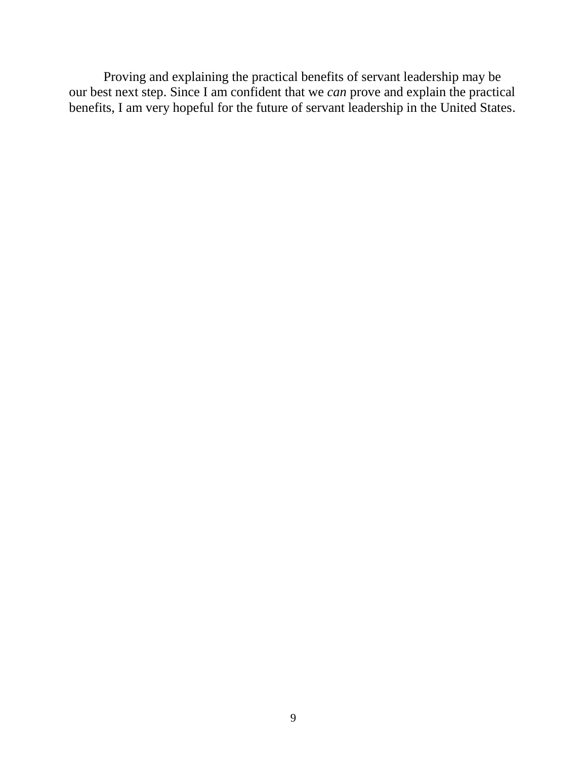Proving and explaining the practical benefits of servant leadership may be our best next step. Since I am confident that we *can* prove and explain the practical benefits, I am very hopeful for the future of servant leadership in the United States.